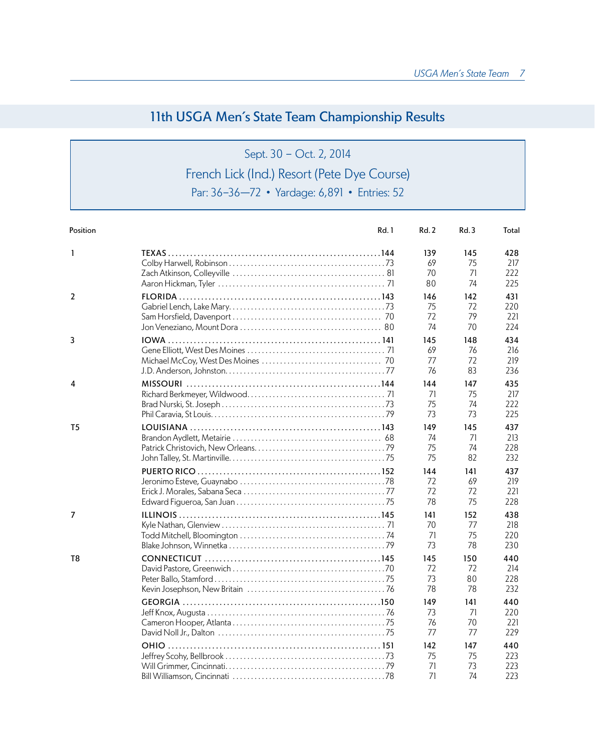# 11th USGA Men's State Team Championship Results

Sept. 30 – Oct. 2, 2014

French Lick (Ind.) Resort (Pete Dye Course)

Par: 36–36—72 • Yardage: 6,891 • Entries: 52

| Position | | Rd. 1 | Rd. 2 | Rd. 3 | Total |
|---|---|---|---|---|---|
| 1 | **TEXAS** | **144** | **139** | **145** | **428** |
| | Colby Harwell, Robinson | 73 | 69 | 75 | 217 |
| | Zach Atkinson, Colleyville | 81 | 70 | 71 | 222 |
| | Aaron Hickman, Tyler | 71 | 80 | 74 | 225 |
| 2 | **FLORIDA** | **143** | **146** | **142** | **431** |
| | Gabriel Lench, Lake Mary | 73 | 75 | 72 | 220 |
| | Sam Horsfield, Davenport | 70 | 72 | 79 | 221 |
| | Jon Veneziano, Mount Dora | 80 | 74 | 70 | 224 |
| 3 | **IOWA** | **141** | **145** | **148** | **434** |
| | Gene Elliott, West Des Moines | 71 | 69 | 76 | 216 |
| | Michael McCoy, West Des Moines | 70 | 77 | 72 | 219 |
| | J.D. Anderson, Johnston | 77 | 76 | 83 | 236 |
| 4 | **MISSOURI** | **144** | **144** | **147** | **435** |
| | Richard Berkmeyer, Wildwood | 71 | 71 | 75 | 217 |
| | Brad Nurski, St. Joseph | 73 | 75 | 74 | 222 |
| | Phil Caravia, St Louis | 79 | 73 | 73 | 225 |
| T5 | **LOUISIANA** | **143** | **149** | **145** | **437** |
| | Brandon Aydlett, Metairie | 68 | 74 | 71 | 213 |
| | Patrick Christovich, New Orleans | 79 | 75 | 74 | 228 |
| | John Talley, St. Martinville | 75 | 75 | 82 | 232 |
| | **PUERTO RICO** | **152** | **144** | **141** | **437** |
| | Jeronimo Esteve, Guaynabo | 78 | 72 | 69 | 219 |
| | Erick J. Morales, Sabana Seca | 77 | 72 | 72 | 221 |
| | Edward Figueroa, San Juan | 75 | 78 | 75 | 228 |
| 7 | **ILLINOIS** | **145** | **141** | **152** | **438** |
| | Kyle Nathan, Glenview | 71 | 70 | 77 | 218 |
| | Todd Mitchell, Bloomington | 74 | 71 | 75 | 220 |
| | Blake Johnson, Winnetka | 79 | 73 | 78 | 230 |
| T8 | **CONNECTICUT** | **145** | **145** | **150** | **440** |
| | David Pastore, Greenwich | 70 | 72 | 72 | 214 |
| | Peter Ballo, Stamford | 75 | 73 | 80 | 228 |
| | Kevin Josephson, New Britain | 76 | 78 | 78 | 232 |
| | **GEORGIA** | **150** | **149** | **141** | **440** |
| | Jeff Knox, Augusta | 76 | 73 | 71 | 220 |
| | Cameron Hooper, Atlanta | 75 | 76 | 70 | 221 |
| | David Noll Jr., Dalton | 75 | 77 | 77 | 229 |
| | **OHIO** | **151** | **142** | **147** | **440** |
| | Jeffrey Scohy, Bellbrook | 73 | 75 | 75 | 223 |
| | Will Grimmer, Cincinnati | 79 | 71 | 73 | 223 |
| | Bill Williamson, Cincinnati | 78 | 71 | 74 | 223 |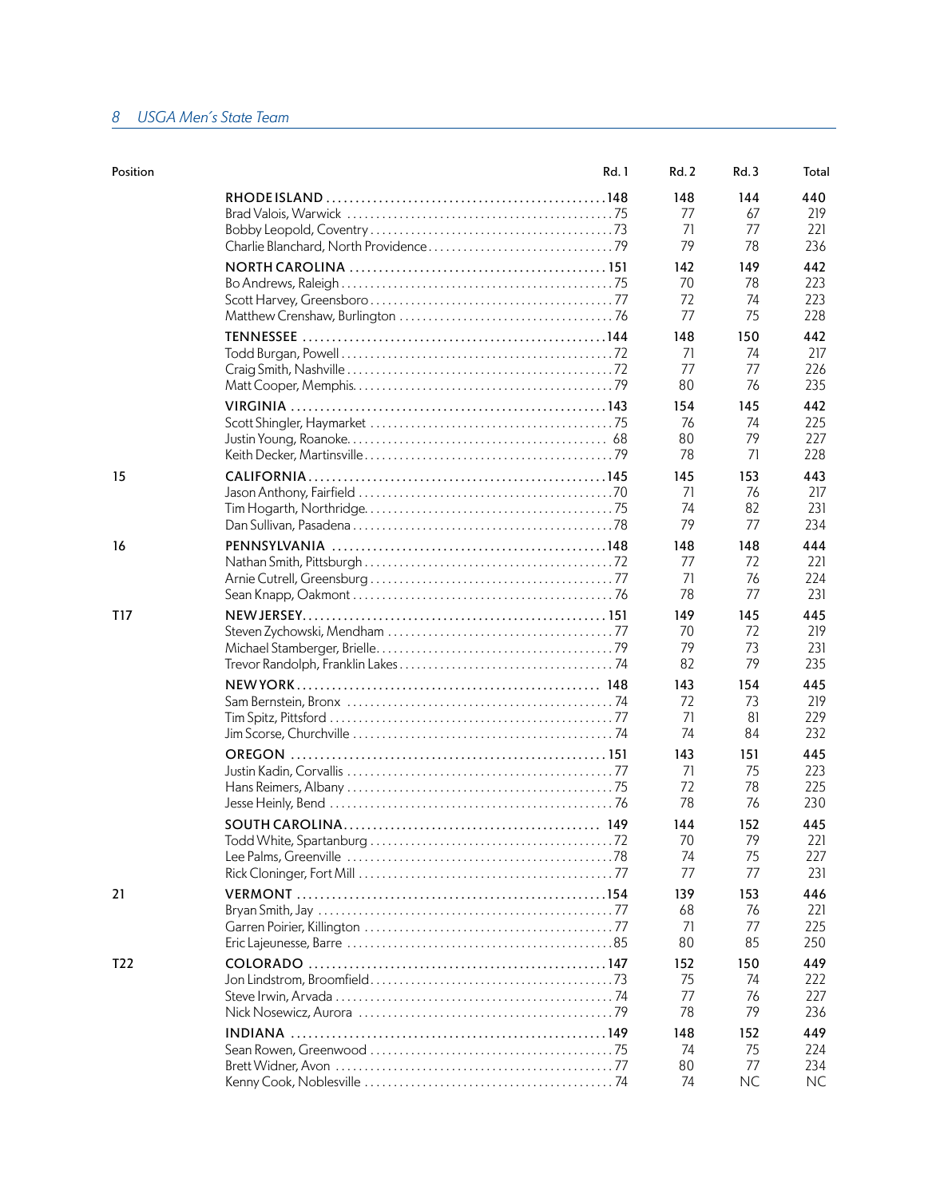| Position | | Rd. 1 | Rd. 2 | Rd. 3 | Total |
|---|---|---|---|---|---|
| | **RHODE ISLAND** | **148** | **148** | **144** | **440** |
| | Brad Valois, Warwick | 75 | 77 | 67 | 219 |
| | Bobby Leopold, Coventry | 73 | 71 | 77 | 221 |
| | Charlie Blanchard, North Providence | 79 | 79 | 78 | 236 |
| | **NORTH CAROLINA** | **151** | **142** | **149** | **442** |
| | Bo Andrews, Raleigh | 75 | 70 | 78 | 223 |
| | Scott Harvey, Greensboro | 77 | 72 | 74 | 223 |
| | Matthew Crenshaw, Burlington | 76 | 77 | 75 | 228 |
| | **TENNESSEE** | **144** | **148** | **150** | **442** |
| | Todd Burgan, Powell | 72 | 71 | 74 | 217 |
| | Craig Smith, Nashville | 72 | 77 | 77 | 226 |
| | Matt Cooper, Memphis | 79 | 80 | 76 | 235 |
| | **VIRGINIA** | **143** | **154** | **145** | **442** |
| | Scott Shingler, Haymarket | 75 | 76 | 74 | 225 |
| | Justin Young, Roanoke | 68 | 80 | 79 | 227 |
| | Keith Decker, Martinsville | 79 | 78 | 71 | 228 |
| 15 | **CALIFORNIA** | **145** | **145** | **153** | **443** |
| | Jason Anthony, Fairfield | 70 | 71 | 76 | 217 |
| | Tim Hogarth, Northridge | 75 | 74 | 82 | 231 |
| | Dan Sullivan, Pasadena | 78 | 79 | 77 | 234 |
| 16 | **PENNSYLVANIA** | **148** | **148** | **148** | **444** |
| | Nathan Smith, Pittsburgh | 72 | 77 | 72 | 221 |
| | Arnie Cutrell, Greensburg | 77 | 71 | 76 | 224 |
| | Sean Knapp, Oakmont | 76 | 78 | 77 | 231 |
| T17 | **NEW JERSEY** | **151** | **149** | **145** | **445** |
| | Steven Zychowski, Mendham | 77 | 70 | 72 | 219 |
| | Michael Stamberger, Brielle | 79 | 79 | 73 | 231 |
| | Trevor Randolph, Franklin Lakes | 74 | 82 | 79 | 235 |
| | **NEW YORK** | **148** | **143** | **154** | **445** |
| | Sam Bernstein, Bronx | 74 | 72 | 73 | 219 |
| | Tim Spitz, Pittsford | 77 | 71 | 81 | 229 |
| | Jim Scorse, Churchville | 74 | 74 | 84 | 232 |
| | **OREGON** | **151** | **143** | **151** | **445** |
| | Justin Kadin, Corvallis | 77 | 71 | 75 | 223 |
| | Hans Reimers, Albany | 75 | 72 | 78 | 225 |
| | Jesse Heinly, Bend | 76 | 78 | 76 | 230 |
| | **SOUTH CAROLINA** | **149** | **144** | **152** | **445** |
| | Todd White, Spartanburg | 72 | 70 | 79 | 221 |
| | Lee Palms, Greenville | 78 | 74 | 75 | 227 |
| | Rick Cloninger, Fort Mill | 77 | 77 | 77 | 231 |
| 21 | **VERMONT** | **154** | **139** | **153** | **446** |
| | Bryan Smith, Jay | 77 | 68 | 76 | 221 |
| | Garren Poirier, Killington | 77 | 71 | 77 | 225 |
| | Eric Lajeunesse, Barre | 85 | 80 | 85 | 250 |
| T22 | **COLORADO** | **147** | **152** | **150** | **449** |
| | Jon Lindstrom, Broomfield | 73 | 75 | 74 | 222 |
| | Steve Irwin, Arvada | 74 | 77 | 76 | 227 |
| | Nick Nosewicz, Aurora | 79 | 78 | 79 | 236 |
| | **INDIANA** | **149** | **148** | **152** | **449** |
| | Sean Rowen, Greenwood | 75 | 74 | 75 | 224 |
| | Brett Widner, Avon | 77 | 80 | 77 | 234 |
| | Kenny Cook, Noblesville | 74 | 74 | NC | NC |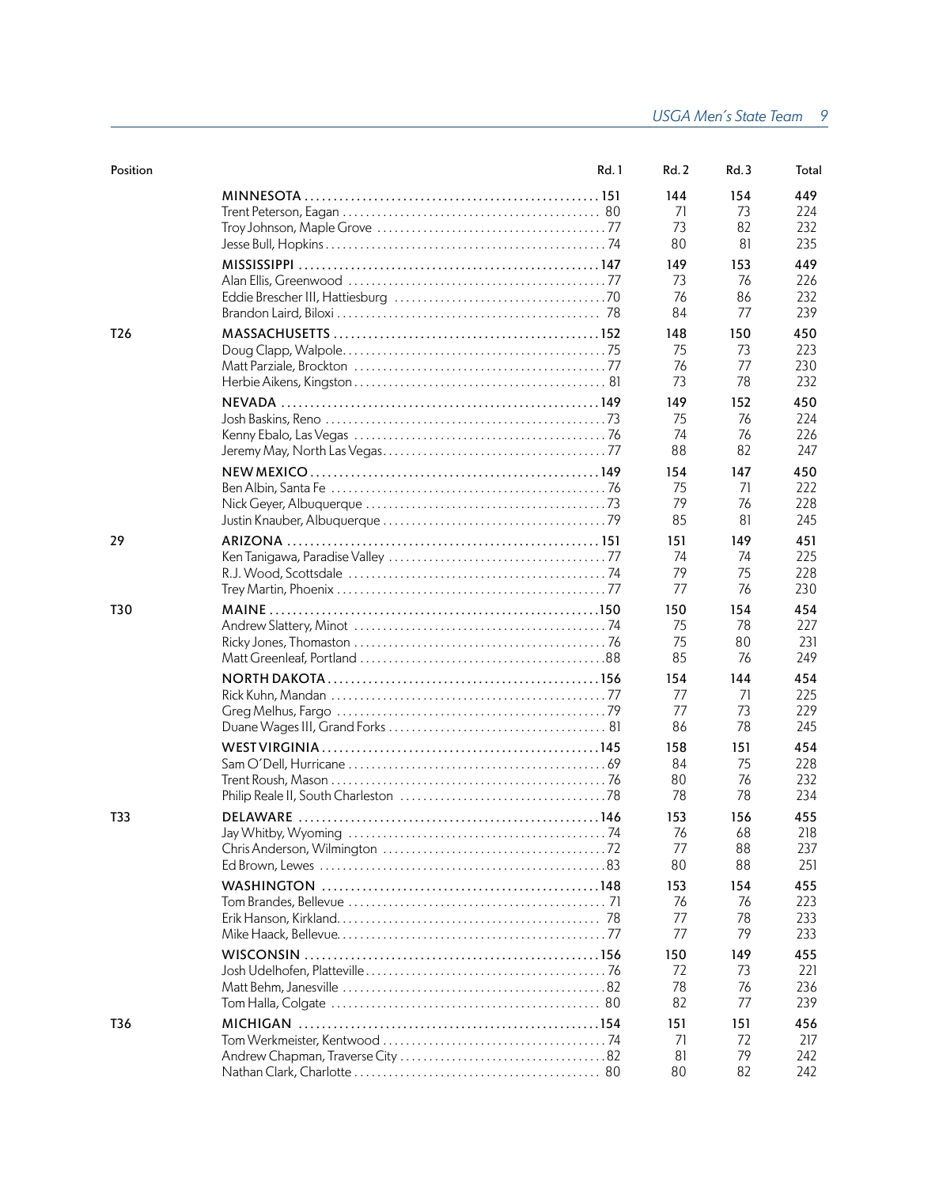| Position | | Rd. 1 | Rd. 2 | Rd. 3 | Total |
|---|---|---|---|---|---|
| | **MINNESOTA** | **151** | **144** | **154** | **449** |
| | Trent Peterson, Eagan | 80 | 71 | 73 | 224 |
| | Troy Johnson, Maple Grove | 77 | 73 | 82 | 232 |
| | Jesse Bull, Hopkins | 74 | 80 | 81 | 235 |
| | **MISSISSIPPI** | **147** | **149** | **153** | **449** |
| | Alan Ellis, Greenwood | 77 | 73 | 76 | 226 |
| | Eddie Brescher III, Hattiesburg | 70 | 76 | 86 | 232 |
| | Brandon Laird, Biloxi | 78 | 84 | 77 | 239 |
| T26 | **MASSACHUSETTS** | **152** | **148** | **150** | **450** |
| | Doug Clapp, Walpole | 75 | 75 | 73 | 223 |
| | Matt Parziale, Brockton | 77 | 76 | 77 | 230 |
| | Herbie Aikens, Kingston | 81 | 73 | 78 | 232 |
| | **NEVADA** | **149** | **149** | **152** | **450** |
| | Josh Baskins, Reno | 73 | 75 | 76 | 224 |
| | Kenny Ebalo, Las Vegas | 76 | 74 | 76 | 226 |
| | Jeremy May, North Las Vegas | 77 | 88 | 82 | 247 |
| | **NEW MEXICO** | **149** | **154** | **147** | **450** |
| | Ben Albin, Santa Fe | 76 | 75 | 71 | 222 |
| | Nick Geyer, Albuquerque | 73 | 79 | 76 | 228 |
| | Justin Knauber, Albuquerque | 79 | 85 | 81 | 245 |
| 29 | **ARIZONA** | **151** | **151** | **149** | **451** |
| | Ken Tanigawa, Paradise Valley | 77 | 74 | 74 | 225 |
| | R.J. Wood, Scottsdale | 74 | 79 | 75 | 228 |
| | Trey Martin, Phoenix | 77 | 77 | 76 | 230 |
| T30 | **MAINE** | **150** | **150** | **154** | **454** |
| | Andrew Slattery, Minot | 74 | 75 | 78 | 227 |
| | Ricky Jones, Thomaston | 76 | 75 | 80 | 231 |
| | Matt Greenleaf, Portland | 88 | 85 | 76 | 249 |
| | **NORTH DAKOTA** | **156** | **154** | **144** | **454** |
| | Rick Kuhn, Mandan | 77 | 77 | 71 | 225 |
| | Greg Melhus, Fargo | 79 | 77 | 73 | 229 |
| | Duane Wages III, Grand Forks | 81 | 86 | 78 | 245 |
| | **WEST VIRGINIA** | **145** | **158** | **151** | **454** |
| | Sam O´Dell, Hurricane | 69 | 84 | 75 | 228 |
| | Trent Roush, Mason | 76 | 80 | 76 | 232 |
| | Philip Reale II, South Charleston | 78 | 78 | 78 | 234 |
| T33 | **DELAWARE** | **146** | **153** | **156** | **455** |
| | Jay Whitby, Wyoming | 74 | 76 | 68 | 218 |
| | Chris Anderson, Wilmington | 72 | 77 | 88 | 237 |
| | Ed Brown, Lewes | 83 | 80 | 88 | 251 |
| | **WASHINGTON** | **148** | **153** | **154** | **455** |
| | Tom Brandes, Bellevue | 71 | 76 | 76 | 223 |
| | Erik Hanson, Kirkland | 78 | 77 | 78 | 233 |
| | Mike Haack, Bellevue | 77 | 77 | 79 | 233 |
| | **WISCONSIN** | **156** | **150** | **149** | **455** |
| | Josh Udelhofen, Platteville | 76 | 72 | 73 | 221 |
| | Matt Behm, Janesville | 82 | 78 | 76 | 236 |
| | Tom Halla, Colgate | 80 | 82 | 77 | 239 |
| T36 | **MICHIGAN** | **154** | **151** | **151** | **456** |
| | Tom Werkmeister, Kentwood | 74 | 71 | 72 | 217 |
| | Andrew Chapman, Traverse City | 82 | 81 | 79 | 242 |
| | Nathan Clark, Charlotte | 80 | 80 | 82 | 242 |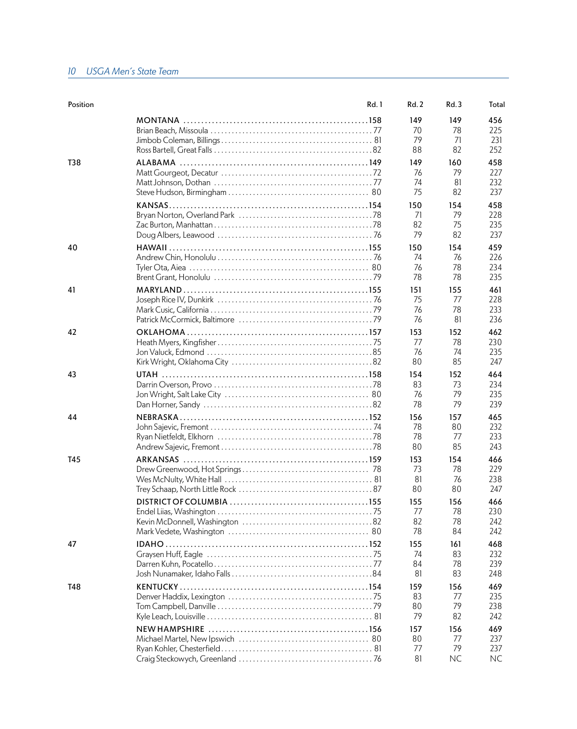| Position | | Rd. 1 | Rd. 2 | Rd. 3 | Total |
|---|---|---|---|---|---|
| | **MONTANA** | **158** | **149** | **149** | **456** |
| | Brian Beach, Missoula | 77 | 70 | 78 | 225 |
| | Jimbob Coleman, Billings | 81 | 79 | 71 | 231 |
| | Ross Bartell, Great Falls | 82 | 88 | 82 | 252 |
| **T38** | **ALABAMA** | **149** | **149** | **160** | **458** |
| | Matt Gourgeot, Decatur | 72 | 76 | 79 | 227 |
| | Matt Johnson, Dothan | 77 | 74 | 81 | 232 |
| | Steve Hudson, Birmingham | 80 | 75 | 82 | 237 |
| | **KANSAS** | **154** | **150** | **154** | **458** |
| | Bryan Norton, Overland Park | 78 | 71 | 79 | 228 |
| | Zac Burton, Manhattan | 78 | 82 | 75 | 235 |
| | Doug Albers, Leawood | 76 | 79 | 82 | 237 |
| **40** | **HAWAII** | **155** | **150** | **154** | **459** |
| | Andrew Chin, Honolulu | 76 | 74 | 76 | 226 |
| | Tyler Ota, Aiea | 80 | 76 | 78 | 234 |
| | Brent Grant, Honolulu | 79 | 78 | 78 | 235 |
| **41** | **MARYLAND** | **155** | **151** | **155** | **461** |
| | Joseph Rice IV, Dunkirk | 76 | 75 | 77 | 228 |
| | Mark Cusic, California | 79 | 76 | 78 | 233 |
| | Patrick McCormick, Baltimore | 79 | 76 | 81 | 236 |
| **42** | **OKLAHOMA** | **157** | **153** | **152** | **462** |
| | Heath Myers, Kingfisher | 75 | 77 | 78 | 230 |
| | Jon Valuck, Edmond | 85 | 76 | 74 | 235 |
| | Kirk Wright, Oklahoma City | 82 | 80 | 85 | 247 |
| **43** | **UTAH** | **158** | **154** | **152** | **464** |
| | Darrin Overson, Provo | 78 | 83 | 73 | 234 |
| | Jon Wright, Salt Lake City | 80 | 76 | 79 | 235 |
| | Dan Horner, Sandy | 82 | 78 | 79 | 239 |
| **44** | **NEBRASKA** | **152** | **156** | **157** | **465** |
| | John Sajevic, Fremont | 74 | 78 | 80 | 232 |
| | Ryan Nietfeldt, Elkhorn | 78 | 78 | 77 | 233 |
| | Andrew Sajevic, Fremont | 78 | 80 | 85 | 243 |
| **T45** | **ARKANSAS** | **159** | **153** | **154** | **466** |
| | Drew Greenwood, Hot Springs | 78 | 73 | 78 | 229 |
| | Wes McNulty, White Hall | 81 | 81 | 76 | 238 |
| | Trey Schaap, North Little Rock | 87 | 80 | 80 | 247 |
| | **DISTRICT OF COLUMBIA** | **155** | **155** | **156** | **466** |
| | Endel Liias, Washington | 75 | 77 | 78 | 230 |
| | Kevin McDonnell, Washington | 82 | 82 | 78 | 242 |
| | Mark Vedete, Washington | 80 | 78 | 84 | 242 |
| **47** | **IDAHO** | **152** | **155** | **161** | **468** |
| | Graysen Huff, Eagle | 75 | 74 | 83 | 232 |
| | Darren Kuhn, Pocatello | 77 | 84 | 78 | 239 |
| | Josh Nunamaker, Idaho Falls | 84 | 81 | 83 | 248 |
| **T48** | **KENTUCKY** | **154** | **159** | **156** | **469** |
| | Denver Haddix, Lexington | 75 | 83 | 77 | 235 |
| | Tom Campbell, Danville | 79 | 80 | 79 | 238 |
| | Kyle Leach, Louisville | 81 | 79 | 82 | 242 |
| | **NEW HAMPSHIRE** | **156** | **157** | **156** | **469** |
| | Michael Martel, New Ipswich | 80 | 80 | 77 | 237 |
| | Ryan Kohler, Chesterfield | 81 | 77 | 79 | 237 |
| | Craig Steckowych, Greenland | 76 | 81 | NC | NC |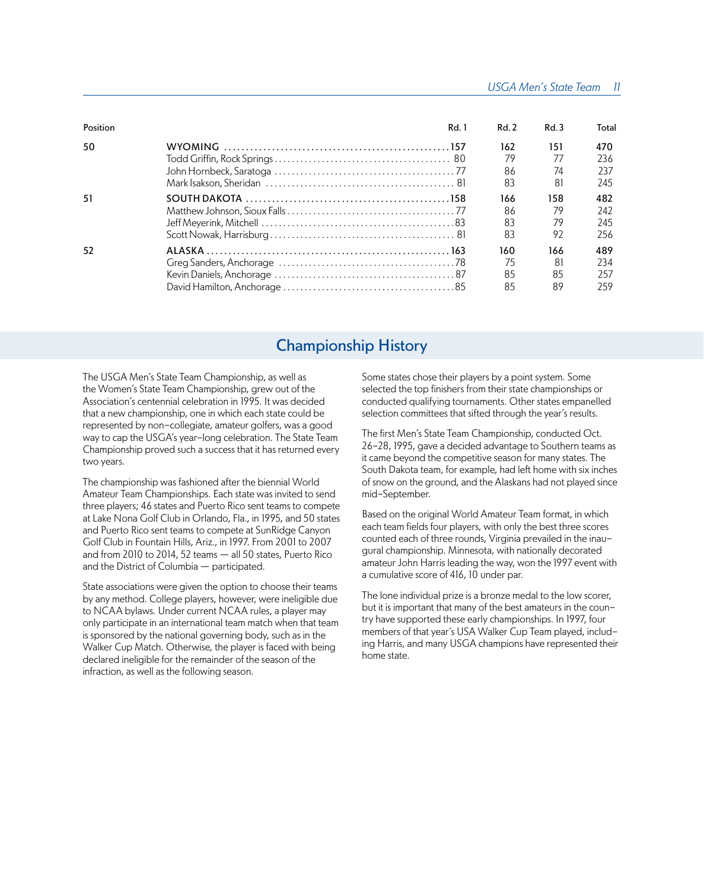| Position | | Rd. 1 | Rd. 2 | Rd. 3 | Total |
|---|---|---|---|---|---|
| 50 | WYOMING | 157 | 162 | 151 | 470 |
| | Todd Griffin, Rock Springs | 80 | 79 | 77 | 236 |
| | John Hornbeck, Saratoga | 77 | 86 | 74 | 237 |
| | Mark Isakson, Sheridan | 81 | 83 | 81 | 245 |
| 51 | SOUTH DAKOTA | 158 | 166 | 158 | 482 |
| | Matthew Johnson, Sioux Falls | 77 | 86 | 79 | 242 |
| | Jeff Meyerink, Mitchell | 83 | 83 | 79 | 245 |
| | Scott Nowak, Harrisburg | 81 | 83 | 92 | 256 |
| 52 | ALASKA | 163 | 160 | 166 | 489 |
| | Greg Sanders, Anchorage | 78 | 75 | 81 | 234 |
| | Kevin Daniels, Anchorage | 87 | 85 | 85 | 257 |
| | David Hamilton, Anchorage | 85 | 85 | 89 | 259 |

## Championship History

The USGA Men's State Team Championship, as well as the Women's State Team Championship, grew out of the Association's centennial celebration in 1995. It was decided that a new championship, one in which each state could be represented by non-collegiate, amateur golfers, was a good way to cap the USGA's year-long celebration. The State Team Championship proved such a success that it has returned every two years.

The championship was fashioned after the biennial World Amateur Team Championships. Each state was invited to send three players; 46 states and Puerto Rico sent teams to compete at Lake Nona Golf Club in Orlando, Fla., in 1995, and 50 states and Puerto Rico sent teams to compete at SunRidge Canyon Golf Club in Fountain Hills, Ariz., in 1997. From 2001 to 2007 and from 2010 to 2014, 52 teams — all 50 states, Puerto Rico and the District of Columbia — participated.

State associations were given the option to choose their teams by any method. College players, however, were ineligible due to NCAA bylaws. Under current NCAA rules, a player may only participate in an international team match when that team is sponsored by the national governing body, such as in the Walker Cup Match. Otherwise, the player is faced with being declared ineligible for the remainder of the season of the infraction, as well as the following season.

Some states chose their players by a point system. Some selected the top finishers from their state championships or conducted qualifying tournaments. Other states empanelled selection committees that sifted through the year's results.

The first Men's State Team Championship, conducted Oct. 26-28, 1995, gave a decided advantage to Southern teams as it came beyond the competitive season for many states. The South Dakota team, for example, had left home with six inches of snow on the ground, and the Alaskans had not played since mid-September.

Based on the original World Amateur Team format, in which each team fields four players, with only the best three scores counted each of three rounds, Virginia prevailed in the inaugural championship. Minnesota, with nationally decorated amateur John Harris leading the way, won the 1997 event with a cumulative score of 416, 10 under par.

The lone individual prize is a bronze medal to the low scorer, but it is important that many of the best amateurs in the country have supported these early championships. In 1997, four members of that year's USA Walker Cup Team played, including Harris, and many USGA champions have represented their home state.